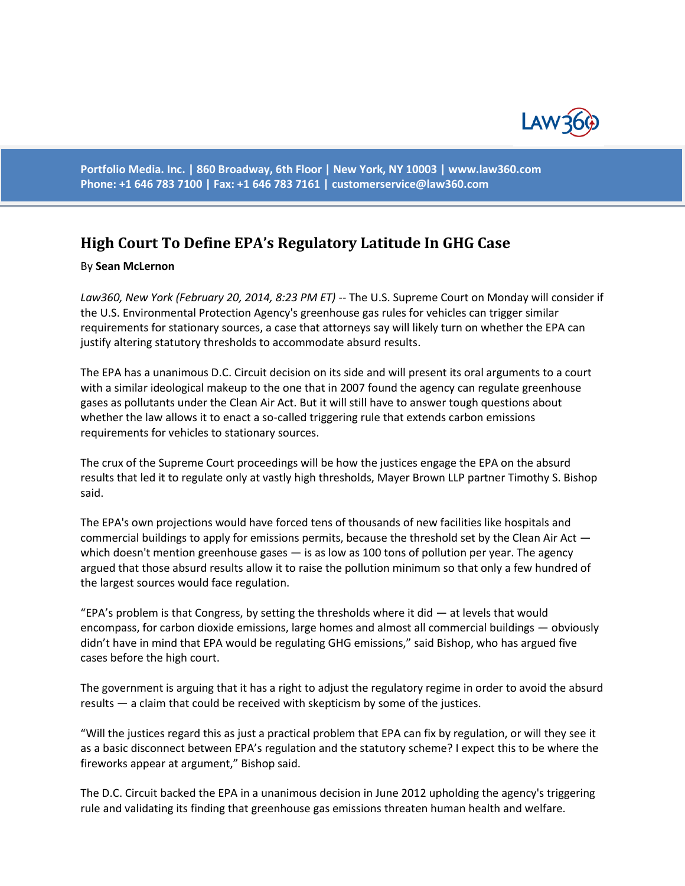Portfolio Media. Inc. | 860 Broadway, 6th Floor | New York, NY 10003 | www.law360.com
Phone: +1 646 783 7100 | Fax: +1 646 783 7161 | customerservice@law360.com

# High Court To Define EPA's Regulatory Latitude In GHG Case

By **Sean McLernon**

*Law360, New York (February 20, 2014, 8:23 PM ET)* -- The U.S. Supreme Court on Monday will consider if the U.S. Environmental Protection Agency's greenhouse gas rules for vehicles can trigger similar requirements for stationary sources, a case that attorneys say will likely turn on whether the EPA can justify altering statutory thresholds to accommodate absurd results.

The EPA has a unanimous D.C. Circuit decision on its side and will present its oral arguments to a court with a similar ideological makeup to the one that in 2007 found the agency can regulate greenhouse gases as pollutants under the Clean Air Act. But it will still have to answer tough questions about whether the law allows it to enact a so-called triggering rule that extends carbon emissions requirements for vehicles to stationary sources.

The crux of the Supreme Court proceedings will be how the justices engage the EPA on the absurd results that led it to regulate only at vastly high thresholds, Mayer Brown LLP partner Timothy S. Bishop said.

The EPA's own projections would have forced tens of thousands of new facilities like hospitals and commercial buildings to apply for emissions permits, because the threshold set by the Clean Air Act — which doesn't mention greenhouse gases — is as low as 100 tons of pollution per year. The agency argued that those absurd results allow it to raise the pollution minimum so that only a few hundred of the largest sources would face regulation.

"EPA's problem is that Congress, by setting the thresholds where it did — at levels that would encompass, for carbon dioxide emissions, large homes and almost all commercial buildings — obviously didn't have in mind that EPA would be regulating GHG emissions," said Bishop, who has argued five cases before the high court.

The government is arguing that it has a right to adjust the regulatory regime in order to avoid the absurd results — a claim that could be received with skepticism by some of the justices.

"Will the justices regard this as just a practical problem that EPA can fix by regulation, or will they see it as a basic disconnect between EPA's regulation and the statutory scheme? I expect this to be where the fireworks appear at argument," Bishop said.

The D.C. Circuit backed the EPA in a unanimous decision in June 2012 upholding the agency's triggering rule and validating its finding that greenhouse gas emissions threaten human health and welfare.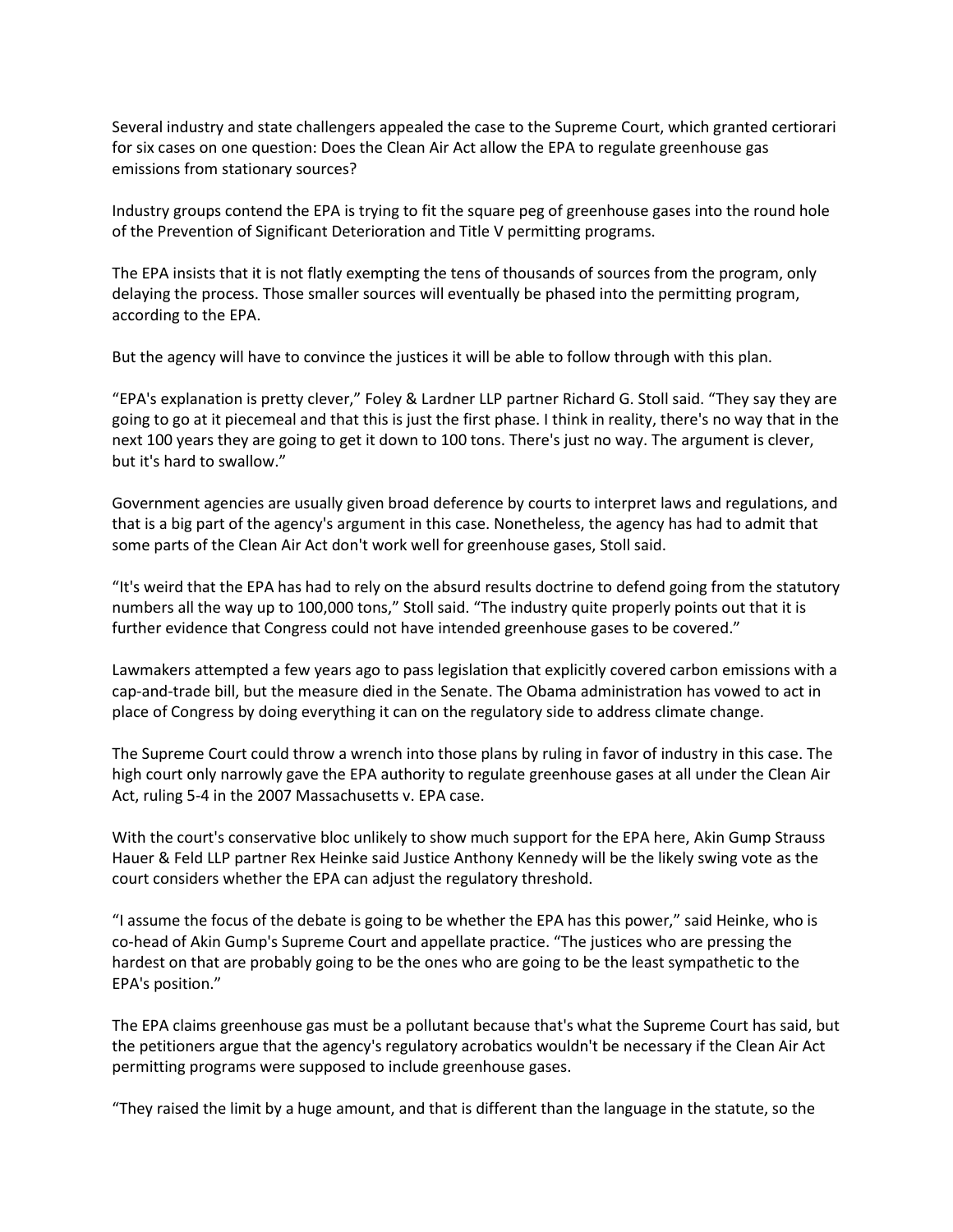Several industry and state challengers appealed the case to the Supreme Court, which granted certiorari for six cases on one question: Does the Clean Air Act allow the EPA to regulate greenhouse gas emissions from stationary sources?

Industry groups contend the EPA is trying to fit the square peg of greenhouse gases into the round hole of the Prevention of Significant Deterioration and Title V permitting programs.

The EPA insists that it is not flatly exempting the tens of thousands of sources from the program, only delaying the process. Those smaller sources will eventually be phased into the permitting program, according to the EPA.

But the agency will have to convince the justices it will be able to follow through with this plan.

"EPA's explanation is pretty clever," Foley & Lardner LLP partner Richard G. Stoll said. "They say they are going to go at it piecemeal and that this is just the first phase. I think in reality, there's no way that in the next 100 years they are going to get it down to 100 tons. There's just no way. The argument is clever, but it's hard to swallow."

Government agencies are usually given broad deference by courts to interpret laws and regulations, and that is a big part of the agency's argument in this case. Nonetheless, the agency has had to admit that some parts of the Clean Air Act don't work well for greenhouse gases, Stoll said.

"It's weird that the EPA has had to rely on the absurd results doctrine to defend going from the statutory numbers all the way up to 100,000 tons," Stoll said. "The industry quite properly points out that it is further evidence that Congress could not have intended greenhouse gases to be covered."

Lawmakers attempted a few years ago to pass legislation that explicitly covered carbon emissions with a cap-and-trade bill, but the measure died in the Senate. The Obama administration has vowed to act in place of Congress by doing everything it can on the regulatory side to address climate change.

The Supreme Court could throw a wrench into those plans by ruling in favor of industry in this case. The high court only narrowly gave the EPA authority to regulate greenhouse gases at all under the Clean Air Act, ruling 5-4 in the 2007 Massachusetts v. EPA case.

With the court's conservative bloc unlikely to show much support for the EPA here, Akin Gump Strauss Hauer & Feld LLP partner Rex Heinke said Justice Anthony Kennedy will be the likely swing vote as the court considers whether the EPA can adjust the regulatory threshold.

"I assume the focus of the debate is going to be whether the EPA has this power," said Heinke, who is co-head of Akin Gump's Supreme Court and appellate practice. "The justices who are pressing the hardest on that are probably going to be the ones who are going to be the least sympathetic to the EPA's position."

The EPA claims greenhouse gas must be a pollutant because that's what the Supreme Court has said, but the petitioners argue that the agency's regulatory acrobatics wouldn't be necessary if the Clean Air Act permitting programs were supposed to include greenhouse gases.

"They raised the limit by a huge amount, and that is different than the language in the statute, so the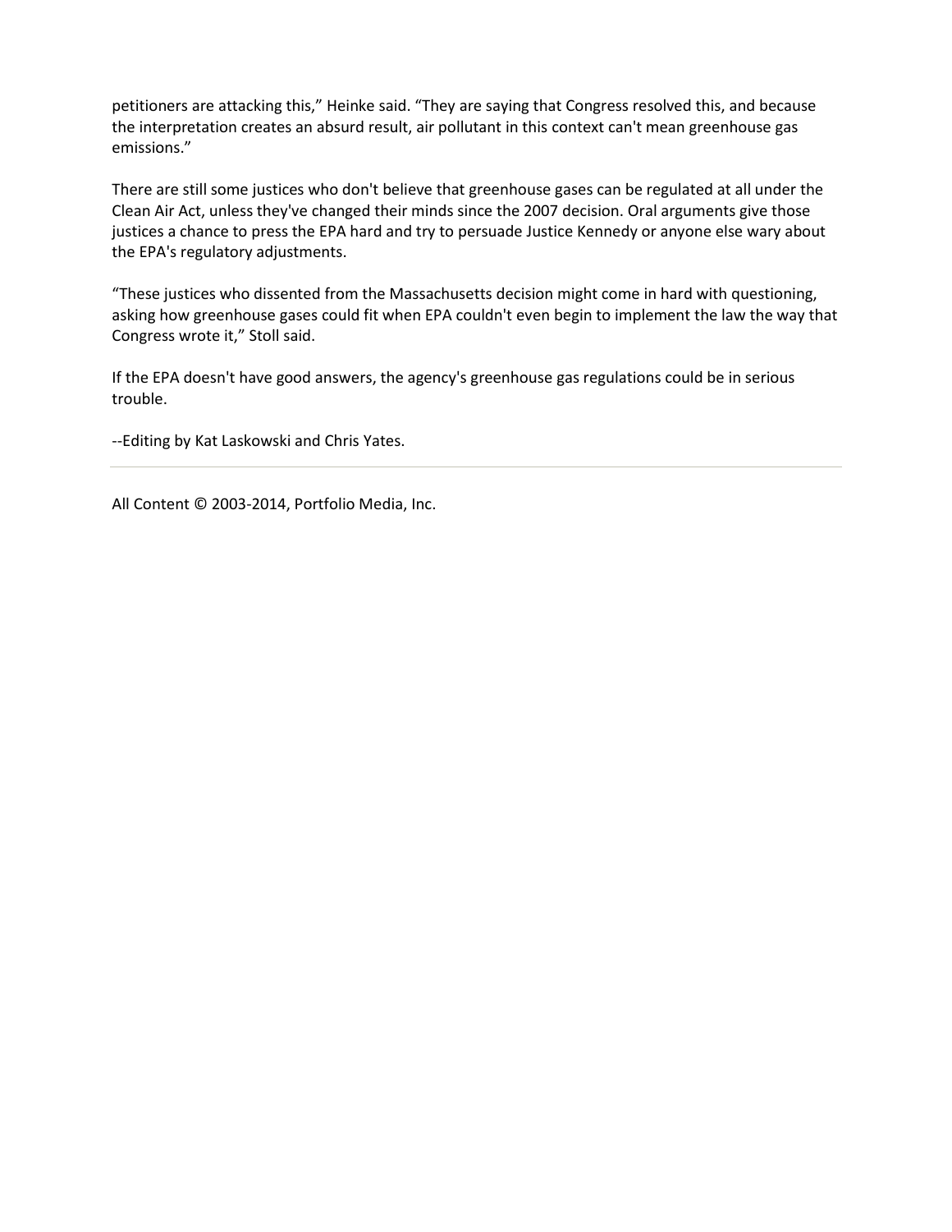petitioners are attacking this," Heinke said. "They are saying that Congress resolved this, and because the interpretation creates an absurd result, air pollutant in this context can't mean greenhouse gas emissions."

There are still some justices who don't believe that greenhouse gases can be regulated at all under the Clean Air Act, unless they've changed their minds since the 2007 decision. Oral arguments give those justices a chance to press the EPA hard and try to persuade Justice Kennedy or anyone else wary about the EPA's regulatory adjustments.

"These justices who dissented from the Massachusetts decision might come in hard with questioning, asking how greenhouse gases could fit when EPA couldn't even begin to implement the law the way that Congress wrote it," Stoll said.

If the EPA doesn't have good answers, the agency's greenhouse gas regulations could be in serious trouble.

--Editing by Kat Laskowski and Chris Yates.

---

All Content © 2003-2014, Portfolio Media, Inc.